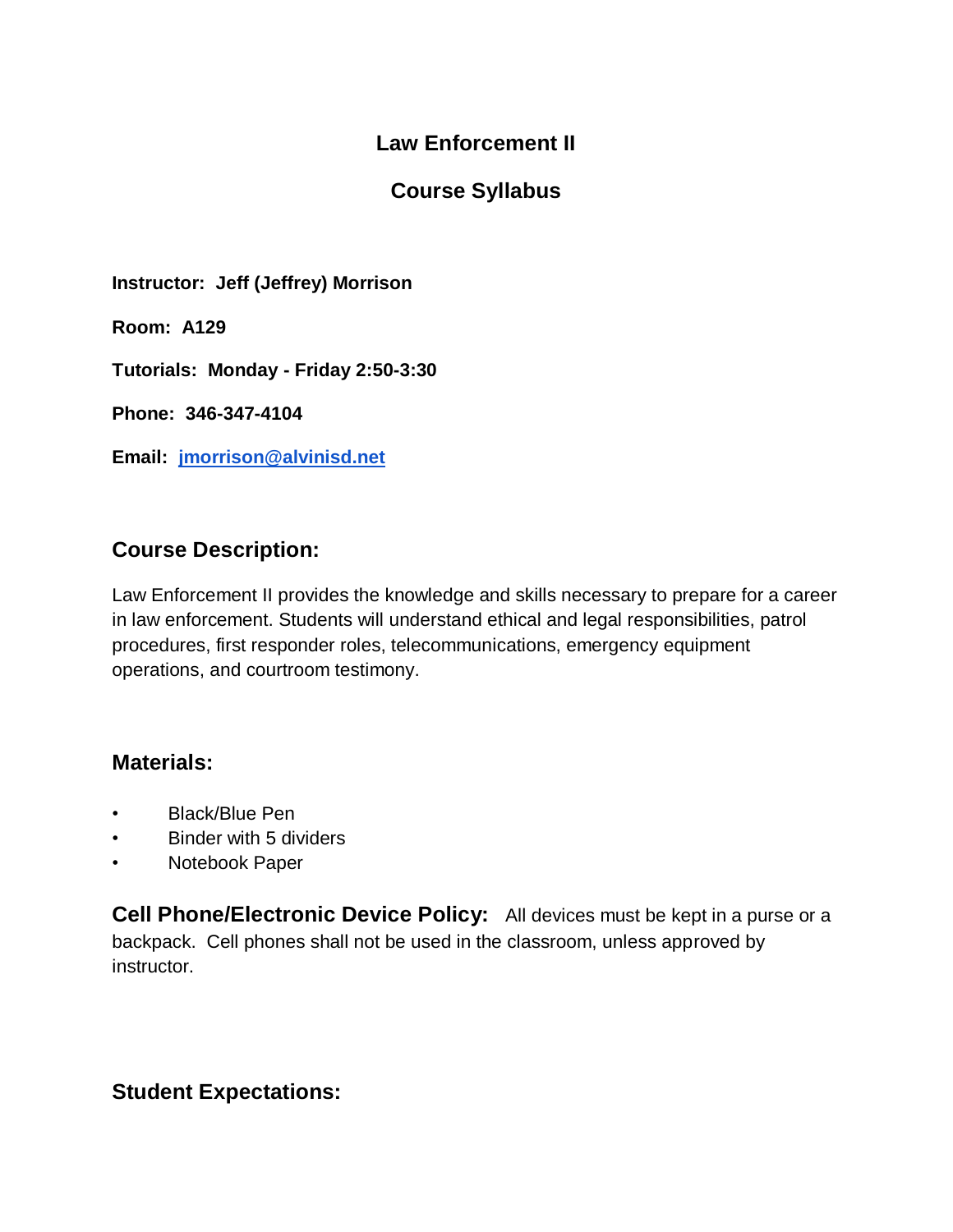# Law Enforcement II

## Course Syllabus

**Instructor: Jeff (Jeffrey) Morrison**

**Room: A129**

**Tutorials: Monday - Friday 2:50-3:30**

**Phone: 346-347-4104**

**Email: jmorrison@alvinisd.net**

## Course Description:

Law Enforcement II provides the knowledge and skills necessary to prepare for a career in law enforcement. Students will understand ethical and legal responsibilities, patrol procedures, first responder roles, telecommunications, emergency equipment operations, and courtroom testimony.

## Materials:

- Black/Blue Pen
- Binder with 5 dividers
- Notebook Paper

**Cell Phone/Electronic Device Policy:** All devices must be kept in a purse or a backpack. Cell phones shall not be used in the classroom, unless approved by instructor.

## Student Expectations: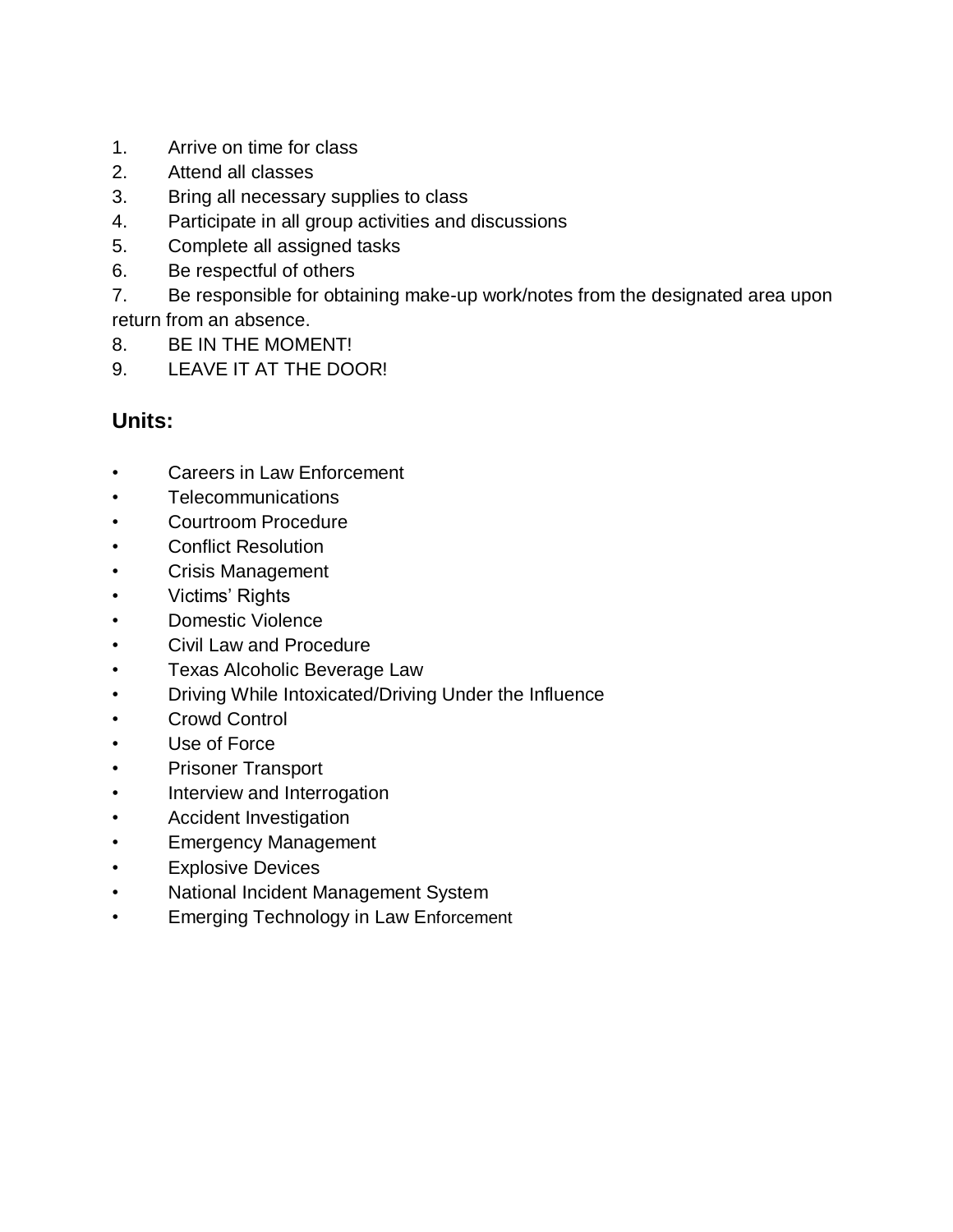1. Arrive on time for class
2. Attend all classes
3. Bring all necessary supplies to class
4. Participate in all group activities and discussions
5. Complete all assigned tasks
6. Be respectful of others
7. Be responsible for obtaining make-up work/notes from the designated area upon return from an absence.
8. BE IN THE MOMENT!
9. LEAVE IT AT THE DOOR!

## Units:

- Careers in Law Enforcement
- Telecommunications
- Courtroom Procedure
- Conflict Resolution
- Crisis Management
- Victims' Rights
- Domestic Violence
- Civil Law and Procedure
- Texas Alcoholic Beverage Law
- Driving While Intoxicated/Driving Under the Influence
- Crowd Control
- Use of Force
- Prisoner Transport
- Interview and Interrogation
- Accident Investigation
- Emergency Management
- Explosive Devices
- National Incident Management System
- Emerging Technology in Law Enforcement